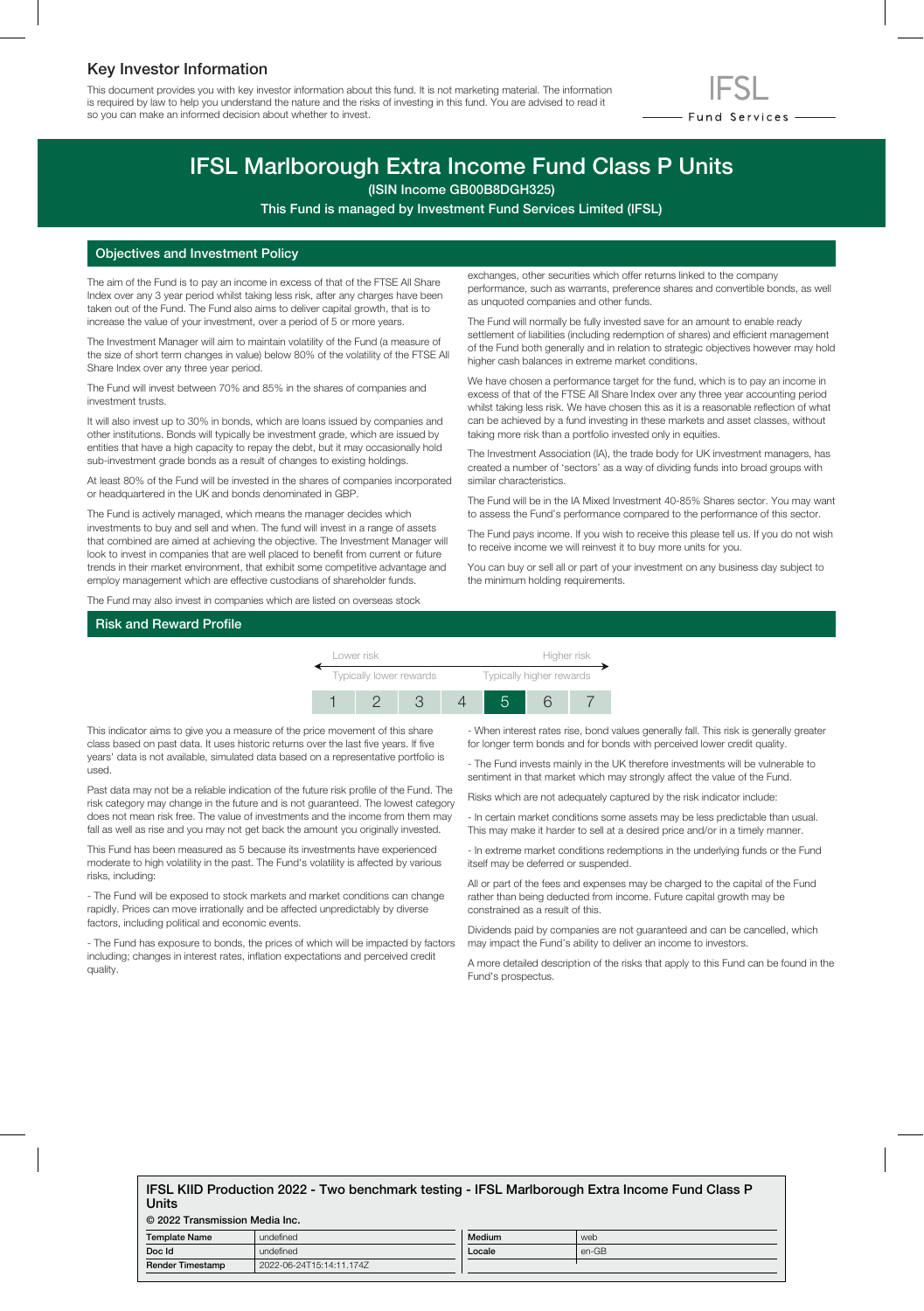## Key Investor Information

This document provides you with key investor information about this fund. It is not marketing material. The information is required by law to help you understand the nature and the risks of investing in this fund. You are advised to read it so you can make an informed decision about whether to invest.

IFSL Fund Services

# IFSL Marlborough Extra Income Fund Class P Units

**(ISIN Income GB00B8DGH325)**

**This Fund is managed by Investment Fund Services Limited (IFSL)**

## Objectives and Investment Policy

The aim of the Fund is to pay an income in excess of that of the FTSE All Share Index over any 3 year period whilst taking less risk, after any charges have been taken out of the Fund. The Fund also aims to deliver capital growth, that is to increase the value of your investment, over a period of 5 or more years.

The Investment Manager will aim to maintain volatility of the Fund (a measure of the size of short term changes in value) below 80% of the volatility of the FTSE All Share Index over any three year period.

The Fund will invest between 70% and 85% in the shares of companies and investment trusts.

It will also invest up to 30% in bonds, which are loans issued by companies and other institutions. Bonds will typically be investment grade, which are issued by entities that have a high capacity to repay the debt, but it may occasionally hold sub-investment grade bonds as a result of changes to existing holdings.

At least 80% of the Fund will be invested in the shares of companies incorporated or headquartered in the UK and bonds denominated in GBP.

The Fund is actively managed, which means the manager decides which investments to buy and sell and when. The fund will invest in a range of assets that combined are aimed at achieving the objective. The Investment Manager will look to invest in companies that are well placed to benefit from current or future trends in their market environment, that exhibit some competitive advantage and employ management which are effective custodians of shareholder funds.

The Fund may also invest in companies which are listed on overseas stock exchanges, other securities which offer returns linked to the company performance, such as warrants, preference shares and convertible bonds, as well as unquoted companies and other funds.

The Fund will normally be fully invested save for an amount to enable ready settlement of liabilities (including redemption of shares) and efficient management of the Fund both generally and in relation to strategic objectives however may hold higher cash balances in extreme market conditions.

We have chosen a performance target for the fund, which is to pay an income in excess of that of the FTSE All Share Index over any three year accounting period whilst taking less risk. We have chosen this as it is a reasonable reflection of what can be achieved by a fund investing in these markets and asset classes, without taking more risk than a portfolio invested only in equities.

The Investment Association (IA), the trade body for UK investment managers, has created a number of 'sectors' as a way of dividing funds into broad groups with similar characteristics.

The Fund will be in the IA Mixed Investment 40-85% Shares sector. You may want to assess the Fund's performance compared to the performance of this sector.

The Fund pays income. If you wish to receive this please tell us. If you do not wish to receive income we will reinvest it to buy more units for you.

You can buy or sell all or part of your investment on any business day subject to the minimum holding requirements.

## Risk and Reward Profile

Lower risk — Higher risk

Typically lower rewards — Typically higher rewards

| 1 | 2 | 3 | 4 | **5** | 6 | 7 |
|---|---|---|---|---|---|---|

This indicator aims to give you a measure of the price movement of this share class based on past data. It uses historic returns over the last five years. If five years' data is not available, simulated data based on a representative portfolio is used.

Past data may not be a reliable indication of the future risk profile of the Fund. The risk category may change in the future and is not guaranteed. The lowest category does not mean risk free. The value of investments and the income from them may fall as well as rise and you may not get back the amount you originally invested.

This Fund has been measured as 5 because its investments have experienced moderate to high volatility in the past. The Fund's volatility is affected by various risks, including:

- The Fund will be exposed to stock markets and market conditions can change rapidly. Prices can move irrationally and be affected unpredictably by diverse factors, including political and economic events.

- The Fund has exposure to bonds, the prices of which will be impacted by factors including; changes in interest rates, inflation expectations and perceived credit quality.

- When interest rates rise, bond values generally fall. This risk is generally greater for longer term bonds and for bonds with perceived lower credit quality.

- The Fund invests mainly in the UK therefore investments will be vulnerable to sentiment in that market which may strongly affect the value of the Fund.

Risks which are not adequately captured by the risk indicator include:

- In certain market conditions some assets may be less predictable than usual. This may make it harder to sell at a desired price and/or in a timely manner.

- In extreme market conditions redemptions in the underlying funds or the Fund itself may be deferred or suspended.

All or part of the fees and expenses may be charged to the capital of the Fund rather than being deducted from income. Future capital growth may be constrained as a result of this.

Dividends paid by companies are not guaranteed and can be cancelled, which may impact the Fund's ability to deliver an income to investors.

A more detailed description of the risks that apply to this Fund can be found in the Fund's prospectus.

**IFSL KIID Production 2022 - Two benchmark testing - IFSL Marlborough Extra Income Fund Class P Units**

**© 2022 Transmission Media Inc.**

| Template Name | undefined | Medium | web |
|---|---|---|---|
| Doc Id | undefined | Locale | en-GB |
| Render Timestamp | 2022-06-24T15:14:11.174Z | | |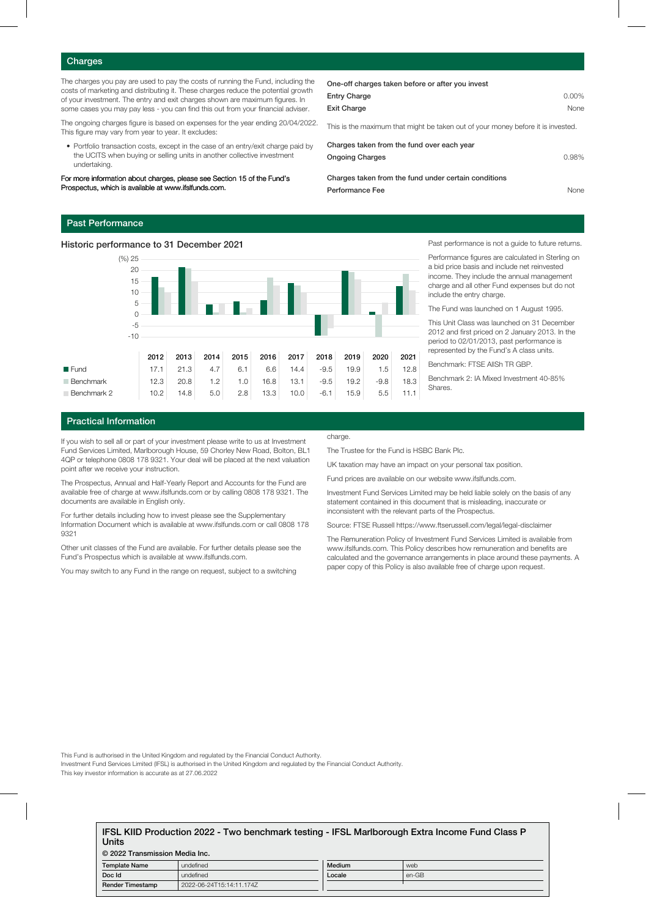## Charges

The charges you pay are used to pay the costs of running the Fund, including the costs of marketing and distributing it. These charges reduce the potential growth of your investment. The entry and exit charges shown are maximum figures. In some cases you may pay less - you can find this out from your financial adviser.

The ongoing charges figure is based on expenses for the year ending 20/04/2022. This figure may vary from year to year. It excludes:

- Portfolio transaction costs, except in the case of an entry/exit charge paid by the UCITS when buying or selling units in another collective investment undertaking.

**For more information about charges, please see Section 15 of the Fund's Prospectus, which is available at www.ifslfunds.com.**

| One-off charges taken before or after you invest | |
|---|---|
| Entry Charge | 0.00% |
| Exit Charge | None |

This is the maximum that might be taken out of your money before it is invested.

| Charges taken from the fund over each year | |
|---|---|
| Ongoing Charges | 0.98% |

| Charges taken from the fund under certain conditions | |
|---|---|
| Performance Fee | None |

## Past Performance

### Historic performance to 31 December 2021

(%) 25
20
15
10
5
0
-5
-10

| | 2012 | 2013 | 2014 | 2015 | 2016 | 2017 | 2018 | 2019 | 2020 | 2021 |
|---|---|---|---|---|---|---|---|---|---|---|
| Fund | 17.1 | 21.3 | 4.7 | 6.1 | 6.6 | 14.4 | -9.5 | 19.9 | 1.5 | 12.8 |
| Benchmark | 12.3 | 20.8 | 1.2 | 1.0 | 16.8 | 13.1 | -9.5 | 19.2 | -9.8 | 18.3 |
| Benchmark 2 | 10.2 | 14.8 | 5.0 | 2.8 | 13.3 | 10.0 | -6.1 | 15.9 | 5.5 | 11.1 |

Past performance is not a guide to future returns.

Performance figures are calculated in Sterling on a bid price basis and include net reinvested income. They include the annual management charge and all other Fund expenses but do not include the entry charge.

The Fund was launched on 1 August 1995.

This Unit Class was launched on 31 December 2012 and first priced on 2 January 2013. In the period to 02/01/2013, past performance is represented by the Fund's A class units.

Benchmark: FTSE AllSh TR GBP.

Benchmark 2: IA Mixed Investment 40-85% Shares.

## Practical Information

If you wish to sell all or part of your investment please write to us at Investment Fund Services Limited, Marlborough House, 59 Chorley New Road, Bolton, BL1 4QP or telephone 0808 178 9321. Your deal will be placed at the next valuation point after we receive your instruction.

The Prospectus, Annual and Half-Yearly Report and Accounts for the Fund are available free of charge at www.ifslfunds.com or by calling 0808 178 9321. The documents are available in English only.

For further details including how to invest please see the Supplementary Information Document which is available at www.ifslfunds.com or call 0808 178 9321

Other unit classes of the Fund are available. For further details please see the Fund's Prospectus which is available at www.ifslfunds.com.

You may switch to any Fund in the range on request, subject to a switching charge.

The Trustee for the Fund is HSBC Bank Plc.

UK taxation may have an impact on your personal tax position.

Fund prices are available on our website www.ifslfunds.com.

Investment Fund Services Limited may be held liable solely on the basis of any statement contained in this document that is misleading, inaccurate or inconsistent with the relevant parts of the Prospectus.

Source: FTSE Russell https://www.ftserussell.com/legal/legal-disclaimer

The Remuneration Policy of Investment Fund Services Limited is available from www.ifslfunds.com. This Policy describes how remuneration and benefits are calculated and the governance arrangements in place around these payments. A paper copy of this Policy is also available free of charge upon request.

This Fund is authorised in the United Kingdom and regulated by the Financial Conduct Authority.
Investment Fund Services Limited (IFSL) is authorised in the United Kingdom and regulated by the Financial Conduct Authority.
This key investor information is accurate as at 27.06.2022